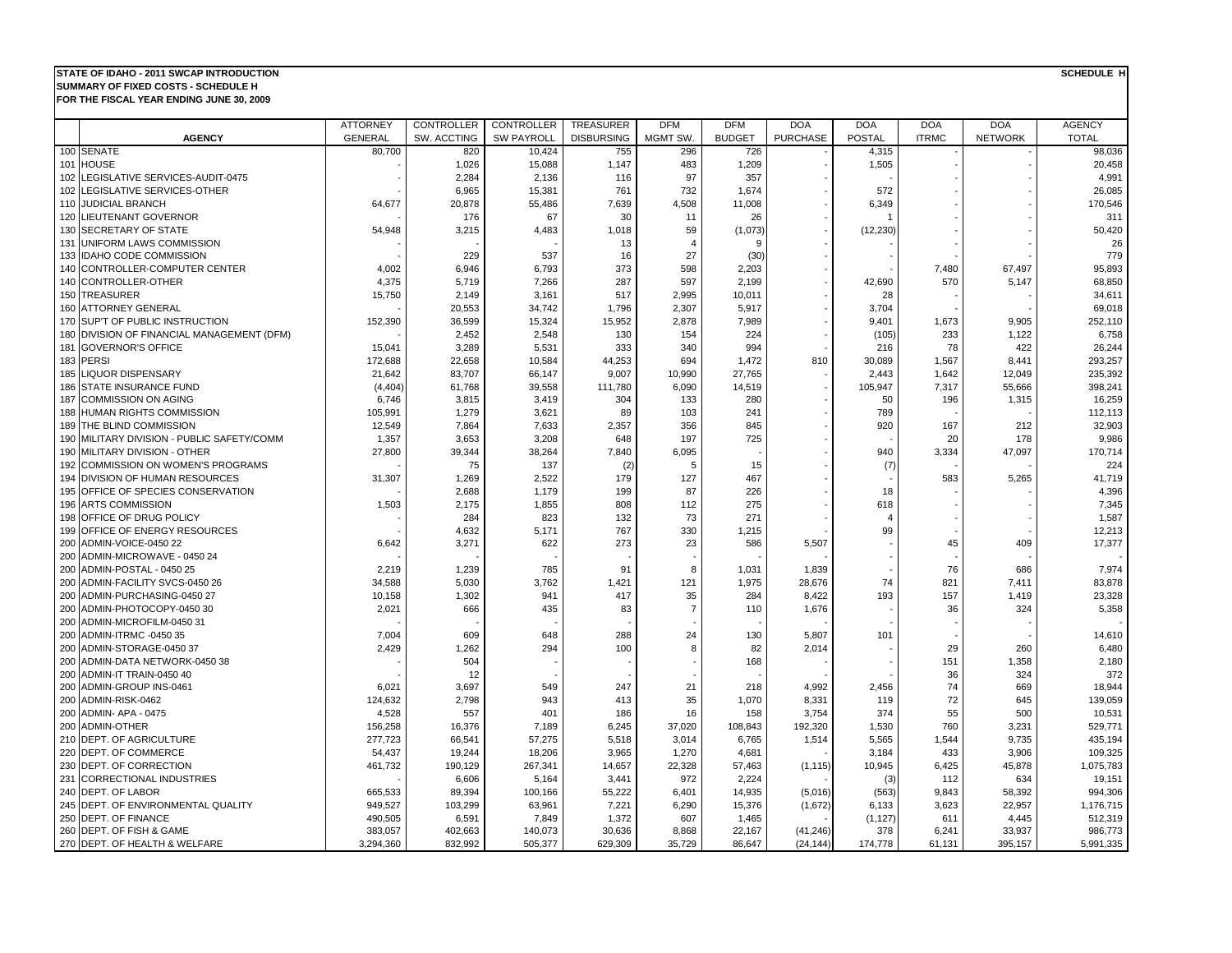**STATE OF IDAHO - 2011 SWCAP INTRODUCTION** **SCHEDULE H**
**SUMMARY OF FIXED COSTS - SCHEDULE H**
**FOR THE FISCAL YEAR ENDING JUNE 30, 2009**

| | AGENCY | ATTORNEY GENERAL | CONTROLLER SW. ACCTING | CONTROLLER SW PAYROLL | TREASURER DISBURSING | DFM MGMT SW. | DFM BUDGET | DOA PURCHASE | DOA POSTAL | DOA ITRMC | DOA NETWORK | AGENCY TOTAL |
|---|---|---|---|---|---|---|---|---|---|---|---|---|
| 100 | SENATE | 80,700 | 820 | 10,424 | 755 | 296 | 726 | - | 4,315 | - | - | 98,036 |
| 101 | HOUSE | - | 1,026 | 15,088 | 1,147 | 483 | 1,209 | - | 1,505 | - | - | 20,458 |
| 102 | LEGISLATIVE SERVICES-AUDIT-0475 | - | 2,284 | 2,136 | 116 | 97 | 357 | - | - | - | - | 4,991 |
| 102 | LEGISLATIVE SERVICES-OTHER | - | 6,965 | 15,381 | 761 | 732 | 1,674 | - | 572 | - | - | 26,085 |
| 110 | JUDICIAL BRANCH | 64,677 | 20,878 | 55,486 | 7,639 | 4,508 | 11,008 | - | 6,349 | - | - | 170,546 |
| 120 | LIEUTENANT GOVERNOR | - | 176 | 67 | 30 | 11 | 26 | - | 1 | - | - | 311 |
| 130 | SECRETARY OF STATE | 54,948 | 3,215 | 4,483 | 1,018 | 59 | (1,073) | - | (12,230) | - | - | 50,420 |
| 131 | UNIFORM LAWS COMMISSION | - | - | - | 13 | 4 | 9 | - | - | - | - | 26 |
| 133 | IDAHO CODE COMMISSION | - | 229 | 537 | 16 | 27 | (30) | - | - | - | - | 779 |
| 140 | CONTROLLER-COMPUTER CENTER | 4,002 | 6,946 | 6,793 | 373 | 598 | 2,203 | - | - | 7,480 | 67,497 | 95,893 |
| 140 | CONTROLLER-OTHER | 4,375 | 5,719 | 7,266 | 287 | 597 | 2,199 | - | 42,690 | 570 | 5,147 | 68,850 |
| 150 | TREASURER | 15,750 | 2,149 | 3,161 | 517 | 2,995 | 10,011 | - | 28 | - | - | 34,611 |
| 160 | ATTORNEY GENERAL | - | 20,553 | 34,742 | 1,796 | 2,307 | 5,917 | - | 3,704 | - | - | 69,018 |
| 170 | SUP'T OF PUBLIC INSTRUCTION | 152,390 | 36,599 | 15,324 | 15,952 | 2,878 | 7,989 | - | 9,401 | 1,673 | 9,905 | 252,110 |
| 180 | DIVISION OF FINANCIAL MANAGEMENT (DFM) | - | 2,452 | 2,548 | 130 | 154 | 224 | - | (105) | 233 | 1,122 | 6,758 |
| 181 | GOVERNOR'S OFFICE | 15,041 | 3,289 | 5,531 | 333 | 340 | 994 | - | 216 | 78 | 422 | 26,244 |
| 183 | PERSI | 172,688 | 22,658 | 10,584 | 44,253 | 694 | 1,472 | 810 | 30,089 | 1,567 | 8,441 | 293,257 |
| 185 | LIQUOR DISPENSARY | 21,642 | 83,707 | 66,147 | 9,007 | 10,990 | 27,765 | - | 2,443 | 1,642 | 12,049 | 235,392 |
| 186 | STATE INSURANCE FUND | (4,404) | 61,768 | 39,558 | 111,780 | 6,090 | 14,519 | - | 105,947 | 7,317 | 55,666 | 398,241 |
| 187 | COMMISSION ON AGING | 6,746 | 3,815 | 3,419 | 304 | 133 | 280 | - | 50 | 196 | 1,315 | 16,259 |
| 188 | HUMAN RIGHTS COMMISSION | 105,991 | 1,279 | 3,621 | 89 | 103 | 241 | - | 789 | - | - | 112,113 |
| 189 | THE BLIND COMMISSION | 12,549 | 7,864 | 7,633 | 2,357 | 356 | 845 | - | 920 | 167 | 212 | 32,903 |
| 190 | MILITARY DIVISION - PUBLIC SAFETY/COMM | 1,357 | 3,653 | 3,208 | 648 | 197 | 725 | - | - | 20 | 178 | 9,986 |
| 190 | MILITARY DIVISION - OTHER | 27,800 | 39,344 | 38,264 | 7,840 | 6,095 | - | - | 940 | 3,334 | 47,097 | 170,714 |
| 192 | COMMISSION ON WOMEN'S PROGRAMS | - | 75 | 137 | (2) | 5 | 15 | - | (7) | - | - | 224 |
| 194 | DIVISION OF HUMAN RESOURCES | 31,307 | 1,269 | 2,522 | 179 | 127 | 467 | - | - | 583 | 5,265 | 41,719 |
| 195 | OFFICE OF SPECIES CONSERVATION | - | 2,688 | 1,179 | 199 | 87 | 226 | - | 18 | - | - | 4,396 |
| 196 | ARTS COMMISSION | 1,503 | 2,175 | 1,855 | 808 | 112 | 275 | - | 618 | - | - | 7,345 |
| 198 | OFFICE OF DRUG POLICY | - | 284 | 823 | 132 | 73 | 271 | - | 4 | - | - | 1,587 |
| 199 | OFFICE OF ENERGY RESOURCES | - | 4,632 | 5,171 | 767 | 330 | 1,215 | - | 99 | - | - | 12,213 |
| 200 | ADMIN-VOICE-0450 22 | 6,642 | 3,271 | 622 | 273 | 23 | 586 | 5,507 | - | 45 | 409 | 17,377 |
| 200 | ADMIN-MICROWAVE - 0450 24 | - | - | - | - | - | - | - | - | - | - | - |
| 200 | ADMIN-POSTAL - 0450 25 | 2,219 | 1,239 | 785 | 91 | 8 | 1,031 | 1,839 | - | 76 | 686 | 7,974 |
| 200 | ADMIN-FACILITY SVCS-0450 26 | 34,588 | 5,030 | 3,762 | 1,421 | 121 | 1,975 | 28,676 | 74 | 821 | 7,411 | 83,878 |
| 200 | ADMIN-PURCHASING-0450 27 | 10,158 | 1,302 | 941 | 417 | 35 | 284 | 8,422 | 193 | 157 | 1,419 | 23,328 |
| 200 | ADMIN-PHOTOCOPY-0450 30 | 2,021 | 666 | 435 | 83 | 7 | 110 | 1,676 | - | 36 | 324 | 5,358 |
| 200 | ADMIN-MICROFILM-0450 31 | - | - | - | - | - | - | - | - | - | - | - |
| 200 | ADMIN-ITRMC -0450 35 | 7,004 | 609 | 648 | 288 | 24 | 130 | 5,807 | 101 | - | - | 14,610 |
| 200 | ADMIN-STORAGE-0450 37 | 2,429 | 1,262 | 294 | 100 | 8 | 82 | 2,014 | - | 29 | 260 | 6,480 |
| 200 | ADMIN-DATA NETWORK-0450 38 | - | 504 | - | - | - | 168 | - | - | 151 | 1,358 | 2,180 |
| 200 | ADMIN-IT TRAIN-0450 40 | - | 12 | - | - | - | - | - | - | 36 | 324 | 372 |
| 200 | ADMIN-GROUP INS-0461 | 6,021 | 3,697 | 549 | 247 | 21 | 218 | 4,992 | 2,456 | 74 | 669 | 18,944 |
| 200 | ADMIN-RISK-0462 | 124,632 | 2,798 | 943 | 413 | 35 | 1,070 | 8,331 | 119 | 72 | 645 | 139,059 |
| 200 | ADMIN- APA - 0475 | 4,528 | 557 | 401 | 186 | 16 | 158 | 3,754 | 374 | 55 | 500 | 10,531 |
| 200 | ADMIN-OTHER | 156,258 | 16,376 | 7,189 | 6,245 | 37,020 | 108,843 | 192,320 | 1,530 | 760 | 3,231 | 529,771 |
| 210 | DEPT. OF AGRICULTURE | 277,723 | 66,541 | 57,275 | 5,518 | 3,014 | 6,765 | 1,514 | 5,565 | 1,544 | 9,735 | 435,194 |
| 220 | DEPT. OF COMMERCE | 54,437 | 19,244 | 18,206 | 3,965 | 1,270 | 4,681 | - | 3,184 | 433 | 3,906 | 109,325 |
| 230 | DEPT. OF CORRECTION | 461,732 | 190,129 | 267,341 | 14,657 | 22,328 | 57,463 | (1,115) | 10,945 | 6,425 | 45,878 | 1,075,783 |
| 231 | CORRECTIONAL INDUSTRIES | - | 6,606 | 5,164 | 3,441 | 972 | 2,224 | - | (3) | 112 | 634 | 19,151 |
| 240 | DEPT. OF LABOR | 665,533 | 89,394 | 100,166 | 55,222 | 6,401 | 14,935 | (5,016) | (563) | 9,843 | 58,392 | 994,306 |
| 245 | DEPT. OF ENVIRONMENTAL QUALITY | 949,527 | 103,299 | 63,961 | 7,221 | 6,290 | 15,376 | (1,672) | 6,133 | 3,623 | 22,957 | 1,176,715 |
| 250 | DEPT. OF FINANCE | 490,505 | 6,591 | 7,849 | 1,372 | 607 | 1,465 | - | (1,127) | 611 | 4,445 | 512,319 |
| 260 | DEPT. OF FISH & GAME | 383,057 | 402,663 | 140,073 | 30,636 | 8,868 | 22,167 | (41,246) | 378 | 6,241 | 33,937 | 986,773 |
| 270 | DEPT. OF HEALTH & WELFARE | 3,294,360 | 832,992 | 505,377 | 629,309 | 35,729 | 86,647 | (24,144) | 174,778 | 61,131 | 395,157 | 5,991,335 |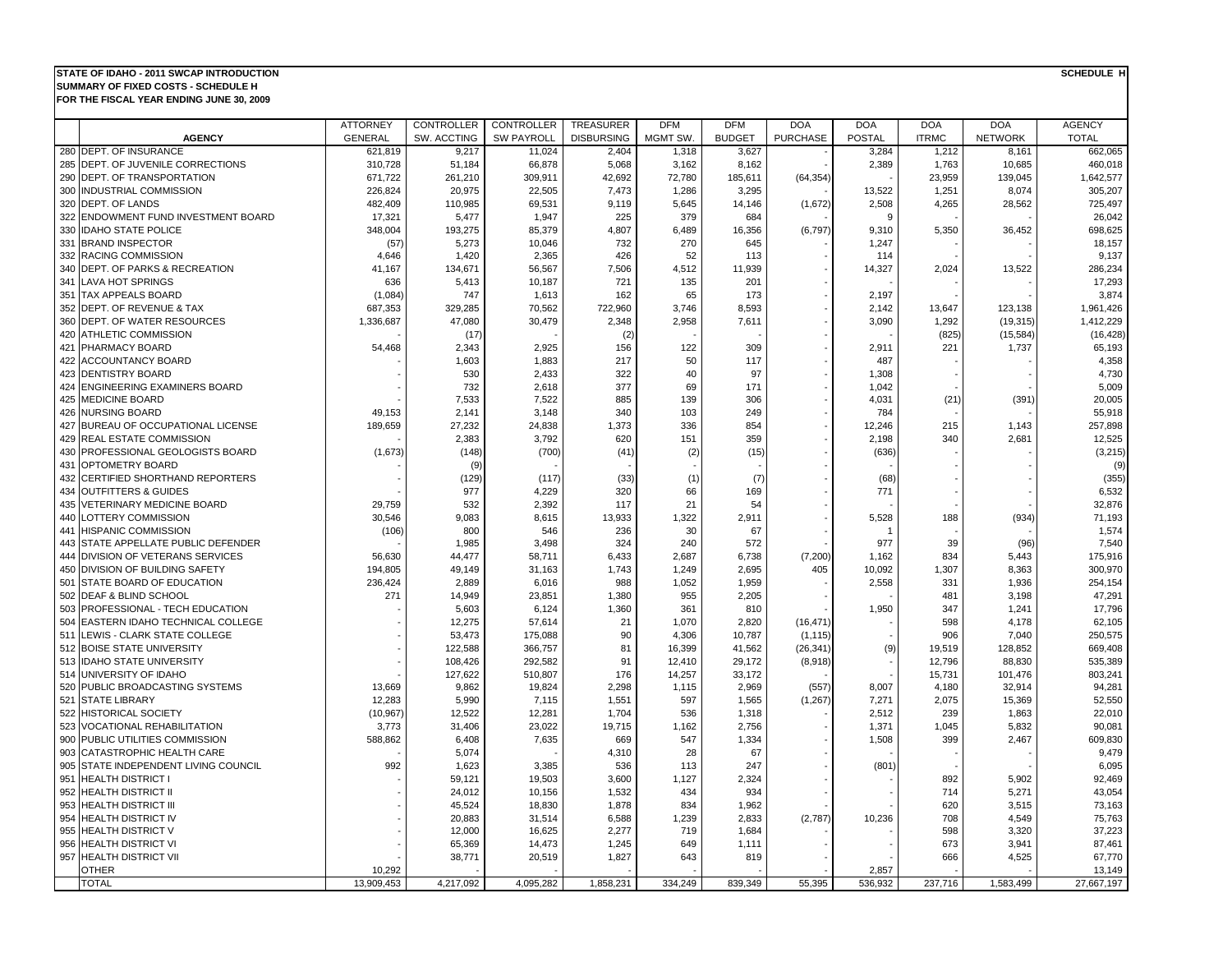**STATE OF IDAHO - 2011 SWCAP INTRODUCTION** **SCHEDULE H**
**SUMMARY OF FIXED COSTS - SCHEDULE H**
**FOR THE FISCAL YEAR ENDING JUNE 30, 2009**

| | AGENCY | ATTORNEY GENERAL | CONTROLLER SW. ACCTING | CONTROLLER SW PAYROLL | TREASURER DISBURSING | DFM MGMT SW. | DFM BUDGET | DOA PURCHASE | DOA POSTAL | DOA ITRMC | DOA NETWORK | AGENCY TOTAL |
|---|---|---|---|---|---|---|---|---|---|---|---|---|
| 280 | DEPT. OF INSURANCE | 621,819 | 9,217 | 11,024 | 2,404 | 1,318 | 3,627 | - | 3,284 | 1,212 | 8,161 | 662,065 |
| 285 | DEPT. OF JUVENILE CORRECTIONS | 310,728 | 51,184 | 66,878 | 5,068 | 3,162 | 8,162 | - | 2,389 | 1,763 | 10,685 | 460,018 |
| 290 | DEPT. OF TRANSPORTATION | 671,722 | 261,210 | 309,911 | 42,692 | 72,780 | 185,611 | (64,354) | - | 23,959 | 139,045 | 1,642,577 |
| 300 | INDUSTRIAL COMMISSION | 226,824 | 20,975 | 22,505 | 7,473 | 1,286 | 3,295 | - | 13,522 | 1,251 | 8,074 | 305,207 |
| 320 | DEPT. OF LANDS | 482,409 | 110,985 | 69,531 | 9,119 | 5,645 | 14,146 | (1,672) | 2,508 | 4,265 | 28,562 | 725,497 |
| 322 | ENDOWMENT FUND INVESTMENT BOARD | 17,321 | 5,477 | 1,947 | 225 | 379 | 684 | - | 9 | - | - | 26,042 |
| 330 | IDAHO STATE POLICE | 348,004 | 193,275 | 85,379 | 4,807 | 6,489 | 16,356 | (6,797) | 9,310 | 5,350 | 36,452 | 698,625 |
| 331 | BRAND INSPECTOR | (57) | 5,273 | 10,046 | 732 | 270 | 645 | - | 1,247 | - | - | 18,157 |
| 332 | RACING COMMISSION | 4,646 | 1,420 | 2,365 | 426 | 52 | 113 | - | 114 | - | - | 9,137 |
| 340 | DEPT. OF PARKS & RECREATION | 41,167 | 134,671 | 56,567 | 7,506 | 4,512 | 11,939 | - | 14,327 | 2,024 | 13,522 | 286,234 |
| 341 | LAVA HOT SPRINGS | 636 | 5,413 | 10,187 | 721 | 135 | 201 | - | - | - | - | 17,293 |
| 351 | TAX APPEALS BOARD | (1,084) | 747 | 1,613 | 162 | 65 | 173 | - | 2,197 | - | - | 3,874 |
| 352 | DEPT. OF REVENUE & TAX | 687,353 | 329,285 | 70,562 | 722,960 | 3,746 | 8,593 | - | 2,142 | 13,647 | 123,138 | 1,961,426 |
| 360 | DEPT. OF WATER RESOURCES | 1,336,687 | 47,080 | 30,479 | 2,348 | 2,958 | 7,611 | - | 3,090 | 1,292 | (19,315) | 1,412,229 |
| 420 | ATHLETIC COMMISSION | - | (17) | - | (2) | - | - | - | - | (825) | (15,584) | (16,428) |
| 421 | PHARMACY BOARD | 54,468 | 2,343 | 2,925 | 156 | 122 | 309 | - | 2,911 | 221 | 1,737 | 65,193 |
| 422 | ACCOUNTANCY BOARD | - | 1,603 | 1,883 | 217 | 50 | 117 | - | 487 | - | - | 4,358 |
| 423 | DENTISTRY BOARD | - | 530 | 2,433 | 322 | 40 | 97 | - | 1,308 | - | - | 4,730 |
| 424 | ENGINEERING EXAMINERS BOARD | - | 732 | 2,618 | 377 | 69 | 171 | - | 1,042 | - | - | 5,009 |
| 425 | MEDICINE BOARD | - | 7,533 | 7,522 | 885 | 139 | 306 | - | 4,031 | (21) | (391) | 20,005 |
| 426 | NURSING BOARD | 49,153 | 2,141 | 3,148 | 340 | 103 | 249 | - | 784 | - | - | 55,918 |
| 427 | BUREAU OF OCCUPATIONAL LICENSE | 189,659 | 27,232 | 24,838 | 1,373 | 336 | 854 | - | 12,246 | 215 | 1,143 | 257,898 |
| 429 | REAL ESTATE COMMISSION | - | 2,383 | 3,792 | 620 | 151 | 359 | - | 2,198 | 340 | 2,681 | 12,525 |
| 430 | PROFESSIONAL GEOLOGISTS BOARD | (1,673) | (148) | (700) | (41) | (2) | (15) | - | (636) | - | - | (3,215) |
| 431 | OPTOMETRY BOARD | - | (9) | - | - | - | - | - | - | - | - | (9) |
| 432 | CERTIFIED SHORTHAND REPORTERS | - | (129) | (117) | (33) | (1) | (7) | - | (68) | - | - | (355) |
| 434 | OUTFITTERS & GUIDES | - | 977 | 4,229 | 320 | 66 | 169 | - | 771 | - | - | 6,532 |
| 435 | VETERINARY MEDICINE BOARD | 29,759 | 532 | 2,392 | 117 | 21 | 54 | - | - | - | - | 32,876 |
| 440 | LOTTERY COMMISSION | 30,546 | 9,083 | 8,615 | 13,933 | 1,322 | 2,911 | - | 5,528 | 188 | (934) | 71,193 |
| 441 | HISPANIC COMMISSION | (106) | 800 | 546 | 236 | 30 | 67 | - | 1 | - | - | 1,574 |
| 443 | STATE APPELLATE PUBLIC DEFENDER | - | 1,985 | 3,498 | 324 | 240 | 572 | - | 977 | 39 | (96) | 7,540 |
| 444 | DIVISION OF VETERANS SERVICES | 56,630 | 44,477 | 58,711 | 6,433 | 2,687 | 6,738 | (7,200) | 1,162 | 834 | 5,443 | 175,916 |
| 450 | DIVISION OF BUILDING SAFETY | 194,805 | 49,149 | 31,163 | 1,743 | 1,249 | 2,695 | 405 | 10,092 | 1,307 | 8,363 | 300,970 |
| 501 | STATE BOARD OF EDUCATION | 236,424 | 2,889 | 6,016 | 988 | 1,052 | 1,959 | - | 2,558 | 331 | 1,936 | 254,154 |
| 502 | DEAF & BLIND SCHOOL | 271 | 14,949 | 23,851 | 1,380 | 955 | 2,205 | - | - | 481 | 3,198 | 47,291 |
| 503 | PROFESSIONAL - TECH EDUCATION | - | 5,603 | 6,124 | 1,360 | 361 | 810 | - | 1,950 | 347 | 1,241 | 17,796 |
| 504 | EASTERN IDAHO TECHNICAL COLLEGE | - | 12,275 | 57,614 | 21 | 1,070 | 2,820 | (16,471) | - | 598 | 4,178 | 62,105 |
| 511 | LEWIS - CLARK STATE COLLEGE | - | 53,473 | 175,088 | 90 | 4,306 | 10,787 | (1,115) | - | 906 | 7,040 | 250,575 |
| 512 | BOISE STATE UNIVERSITY | - | 122,588 | 366,757 | 81 | 16,399 | 41,562 | (26,341) | (9) | 19,519 | 128,852 | 669,408 |
| 513 | IDAHO STATE UNIVERSITY | - | 108,426 | 292,582 | 91 | 12,410 | 29,172 | (8,918) | - | 12,796 | 88,830 | 535,389 |
| 514 | UNIVERSITY OF IDAHO | - | 127,622 | 510,807 | 176 | 14,257 | 33,172 | - | - | 15,731 | 101,476 | 803,241 |
| 520 | PUBLIC BROADCASTING SYSTEMS | 13,669 | 9,862 | 19,824 | 2,298 | 1,115 | 2,969 | (557) | 8,007 | 4,180 | 32,914 | 94,281 |
| 521 | STATE LIBRARY | 12,283 | 5,990 | 7,115 | 1,551 | 597 | 1,565 | (1,267) | 7,271 | 2,075 | 15,369 | 52,550 |
| 522 | HISTORICAL SOCIETY | (10,967) | 12,522 | 12,281 | 1,704 | 536 | 1,318 | - | 2,512 | 239 | 1,863 | 22,010 |
| 523 | VOCATIONAL REHABILITATION | 3,773 | 31,406 | 23,022 | 19,715 | 1,162 | 2,756 | - | 1,371 | 1,045 | 5,832 | 90,081 |
| 900 | PUBLIC UTILITIES COMMISSION | 588,862 | 6,408 | 7,635 | 669 | 547 | 1,334 | - | 1,508 | 399 | 2,467 | 609,830 |
| 903 | CATASTROPHIC HEALTH CARE | - | 5,074 | - | 4,310 | 28 | 67 | - | - | - | - | 9,479 |
| 905 | STATE INDEPENDENT LIVING COUNCIL | 992 | 1,623 | 3,385 | 536 | 113 | 247 | - | (801) | - | - | 6,095 |
| 951 | HEALTH DISTRICT I | - | 59,121 | 19,503 | 3,600 | 1,127 | 2,324 | - | - | 892 | 5,902 | 92,469 |
| 952 | HEALTH DISTRICT II | - | 24,012 | 10,156 | 1,532 | 434 | 934 | - | - | 714 | 5,271 | 43,054 |
| 953 | HEALTH DISTRICT III | - | 45,524 | 18,830 | 1,878 | 834 | 1,962 | - | - | 620 | 3,515 | 73,163 |
| 954 | HEALTH DISTRICT IV | - | 20,883 | 31,514 | 6,588 | 1,239 | 2,833 | (2,787) | 10,236 | 708 | 4,549 | 75,763 |
| 955 | HEALTH DISTRICT V | - | 12,000 | 16,625 | 2,277 | 719 | 1,684 | - | - | 598 | 3,320 | 37,223 |
| 956 | HEALTH DISTRICT VI | - | 65,369 | 14,473 | 1,245 | 649 | 1,111 | - | - | 673 | 3,941 | 87,461 |
| 957 | HEALTH DISTRICT VII | - | 38,771 | 20,519 | 1,827 | 643 | 819 | - | - | 666 | 4,525 | 67,770 |
| | OTHER | 10,292 | - | - | - | - | - | - | 2,857 | - | - | 13,149 |
| | TOTAL | 13,909,453 | 4,217,092 | 4,095,282 | 1,858,231 | 334,249 | 839,349 | 55,395 | 536,932 | 237,716 | 1,583,499 | 27,667,197 |